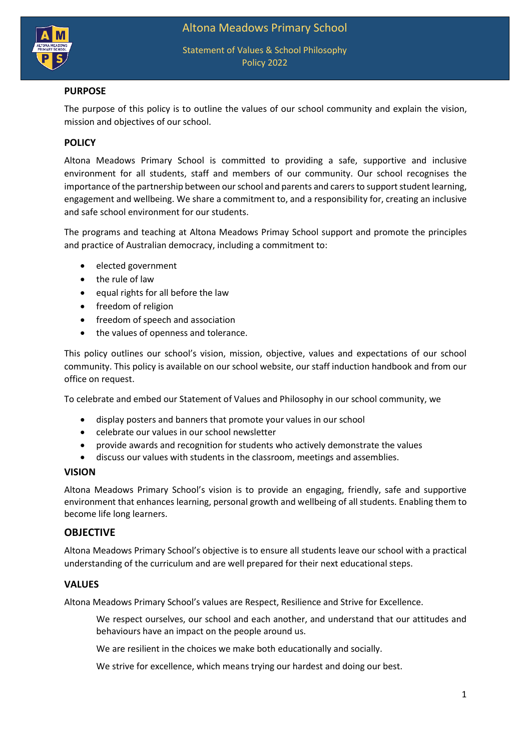# Altona Meadows Primary School

Statement of Values & School Philosophy
Policy 2022

## PURPOSE

The purpose of this policy is to outline the values of our school community and explain the vision, mission and objectives of our school.

## POLICY

Altona Meadows Primary School is committed to providing a safe, supportive and inclusive environment for all students, staff and members of our community. Our school recognises the importance of the partnership between our school and parents and carers to support student learning, engagement and wellbeing. We share a commitment to, and a responsibility for, creating an inclusive and safe school environment for our students.

The programs and teaching at Altona Meadows Primay School support and promote the principles and practice of Australian democracy, including a commitment to:

- elected government
- the rule of law
- equal rights for all before the law
- freedom of religion
- freedom of speech and association
- the values of openness and tolerance.

This policy outlines our school's vision, mission, objective, values and expectations of our school community. This policy is available on our school website, our staff induction handbook and from our office on request.

To celebrate and embed our Statement of Values and Philosophy in our school community, we

- display posters and banners that promote your values in our school
- celebrate our values in our school newsletter
- provide awards and recognition for students who actively demonstrate the values
- discuss our values with students in the classroom, meetings and assemblies.

## VISION

Altona Meadows Primary School's vision is to provide an engaging, friendly, safe and supportive environment that enhances learning, personal growth and wellbeing of all students. Enabling them to become life long learners.

## OBJECTIVE

Altona Meadows Primary School's objective is to ensure all students leave our school with a practical understanding of the curriculum and are well prepared for their next educational steps.

## VALUES

Altona Meadows Primary School's values are Respect, Resilience and Strive for Excellence.

> We respect ourselves, our school and each another, and understand that our attitudes and behaviours have an impact on the people around us.
>
> We are resilient in the choices we make both educationally and socially.
>
> We strive for excellence, which means trying our hardest and doing our best.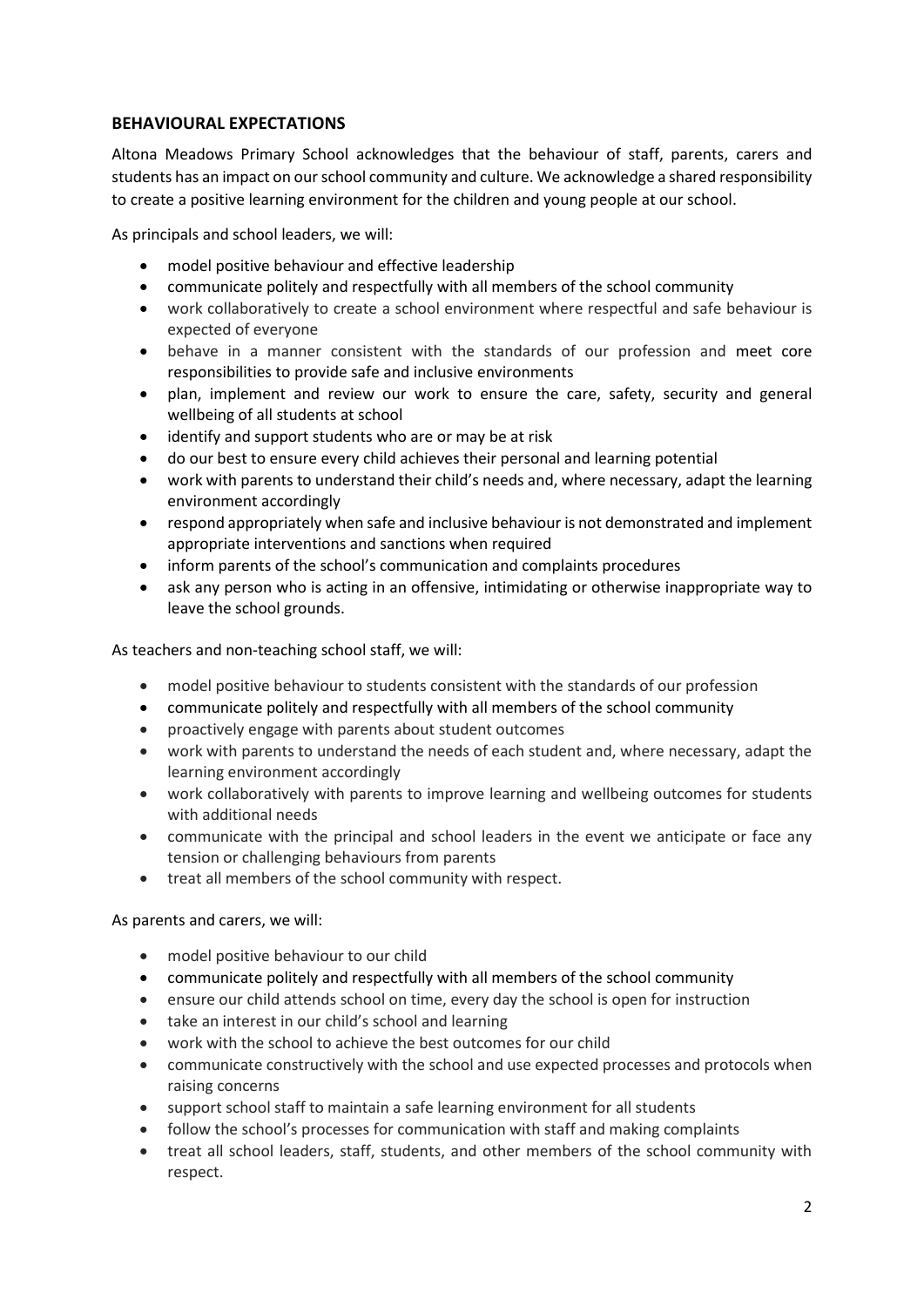## BEHAVIOURAL EXPECTATIONS

Altona Meadows Primary School acknowledges that the behaviour of staff, parents, carers and students has an impact on our school community and culture. We acknowledge a shared responsibility to create a positive learning environment for the children and young people at our school.

As principals and school leaders, we will:

- model positive behaviour and effective leadership
- communicate politely and respectfully with all members of the school community
- work collaboratively to create a school environment where respectful and safe behaviour is expected of everyone
- behave in a manner consistent with the standards of our profession and meet core responsibilities to provide safe and inclusive environments
- plan, implement and review our work to ensure the care, safety, security and general wellbeing of all students at school
- identify and support students who are or may be at risk
- do our best to ensure every child achieves their personal and learning potential
- work with parents to understand their child's needs and, where necessary, adapt the learning environment accordingly
- respond appropriately when safe and inclusive behaviour is not demonstrated and implement appropriate interventions and sanctions when required
- inform parents of the school's communication and complaints procedures
- ask any person who is acting in an offensive, intimidating or otherwise inappropriate way to leave the school grounds.

As teachers and non-teaching school staff, we will:

- model positive behaviour to students consistent with the standards of our profession
- communicate politely and respectfully with all members of the school community
- proactively engage with parents about student outcomes
- work with parents to understand the needs of each student and, where necessary, adapt the learning environment accordingly
- work collaboratively with parents to improve learning and wellbeing outcomes for students with additional needs
- communicate with the principal and school leaders in the event we anticipate or face any tension or challenging behaviours from parents
- treat all members of the school community with respect.

As parents and carers, we will:

- model positive behaviour to our child
- communicate politely and respectfully with all members of the school community
- ensure our child attends school on time, every day the school is open for instruction
- take an interest in our child's school and learning
- work with the school to achieve the best outcomes for our child
- communicate constructively with the school and use expected processes and protocols when raising concerns
- support school staff to maintain a safe learning environment for all students
- follow the school's processes for communication with staff and making complaints
- treat all school leaders, staff, students, and other members of the school community with respect.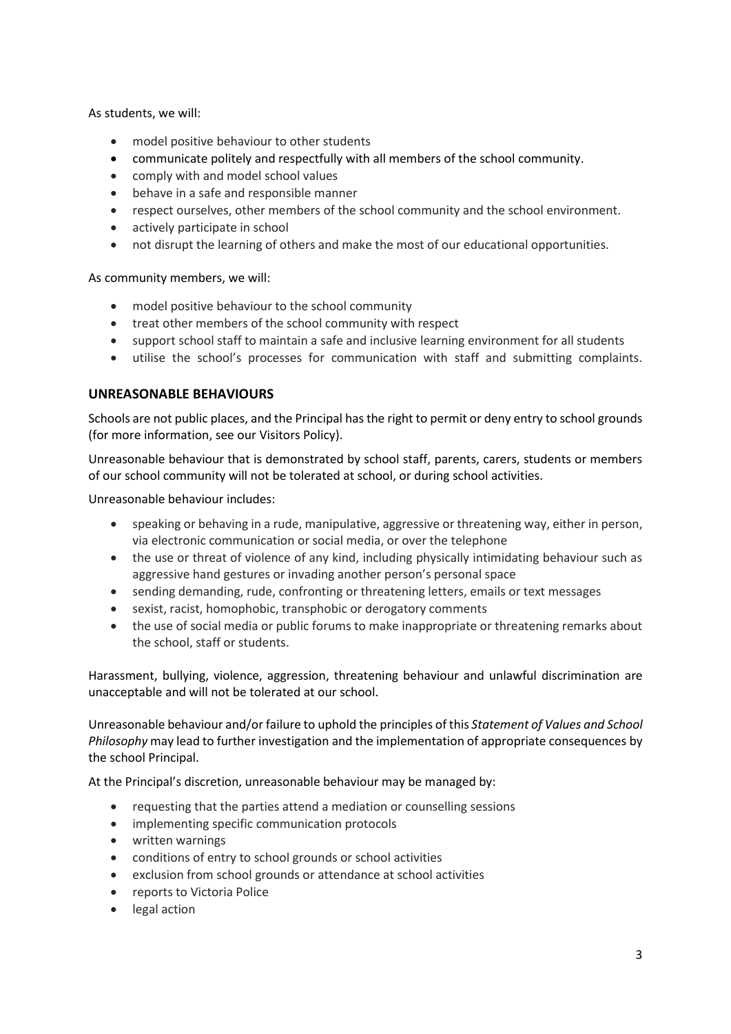As students, we will:

- model positive behaviour to other students
- communicate politely and respectfully with all members of the school community.
- comply with and model school values
- behave in a safe and responsible manner
- respect ourselves, other members of the school community and the school environment.
- actively participate in school
- not disrupt the learning of others and make the most of our educational opportunities.

As community members, we will:

- model positive behaviour to the school community
- treat other members of the school community with respect
- support school staff to maintain a safe and inclusive learning environment for all students
- utilise the school's processes for communication with staff and submitting complaints.

## UNREASONABLE BEHAVIOURS

Schools are not public places, and the Principal has the right to permit or deny entry to school grounds (for more information, see our Visitors Policy).

Unreasonable behaviour that is demonstrated by school staff, parents, carers, students or members of our school community will not be tolerated at school, or during school activities.

Unreasonable behaviour includes:

- speaking or behaving in a rude, manipulative, aggressive or threatening way, either in person, via electronic communication or social media, or over the telephone
- the use or threat of violence of any kind, including physically intimidating behaviour such as aggressive hand gestures or invading another person's personal space
- sending demanding, rude, confronting or threatening letters, emails or text messages
- sexist, racist, homophobic, transphobic or derogatory comments
- the use of social media or public forums to make inappropriate or threatening remarks about the school, staff or students.

Harassment, bullying, violence, aggression, threatening behaviour and unlawful discrimination are unacceptable and will not be tolerated at our school.

Unreasonable behaviour and/or failure to uphold the principles of this *Statement of Values and School Philosophy* may lead to further investigation and the implementation of appropriate consequences by the school Principal.

At the Principal's discretion, unreasonable behaviour may be managed by:

- requesting that the parties attend a mediation or counselling sessions
- implementing specific communication protocols
- written warnings
- conditions of entry to school grounds or school activities
- exclusion from school grounds or attendance at school activities
- reports to Victoria Police
- legal action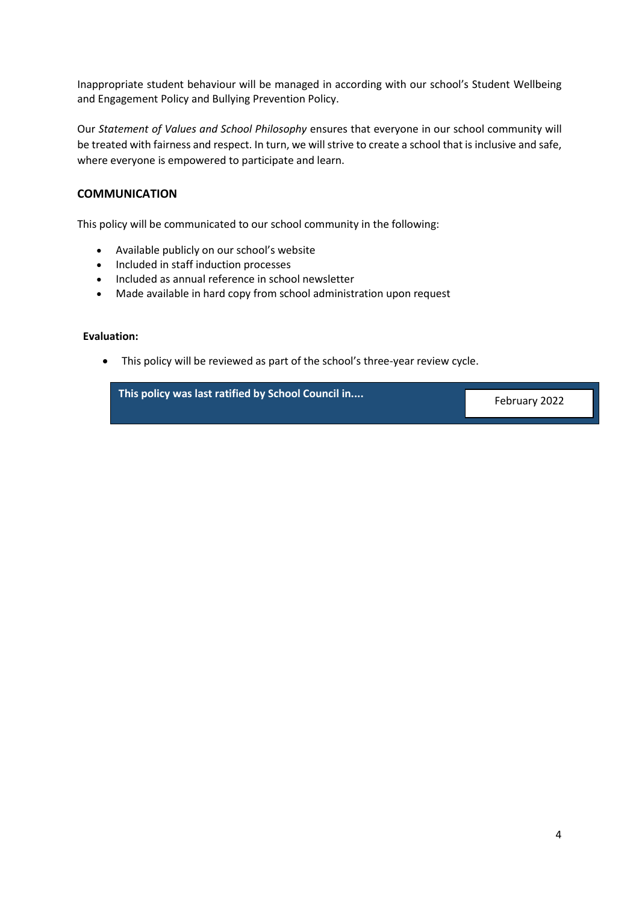Inappropriate student behaviour will be managed in according with our school's Student Wellbeing and Engagement Policy and Bullying Prevention Policy.

Our *Statement of Values and School Philosophy* ensures that everyone in our school community will be treated with fairness and respect. In turn, we will strive to create a school that is inclusive and safe, where everyone is empowered to participate and learn.

## COMMUNICATION

This policy will be communicated to our school community in the following:

- Available publicly on our school's website
- Included in staff induction processes
- Included as annual reference in school newsletter
- Made available in hard copy from school administration upon request

**Evaluation:**

- This policy will be reviewed as part of the school's three-year review cycle.

| | |
|---|---|
| **This policy was last ratified by School Council in....** | February 2022 |